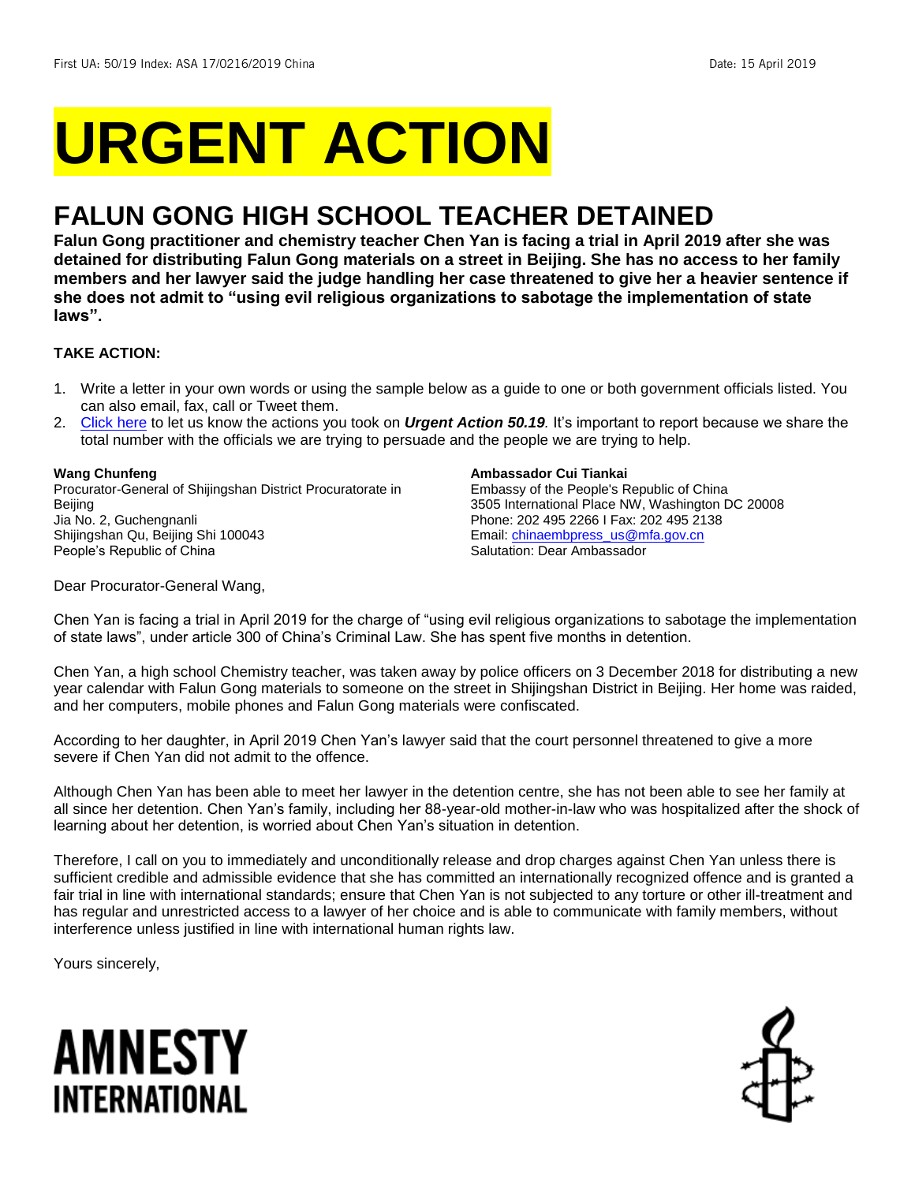First UA: 50/19 Index: ASA 17/0216/2019 China Date: 15 April 2019

# URGENT ACTION

## FALUN GONG HIGH SCHOOL TEACHER DETAINED

**Falun Gong practitioner and chemistry teacher Chen Yan is facing a trial in April 2019 after she was detained for distributing Falun Gong materials on a street in Beijing. She has no access to her family members and her lawyer said the judge handling her case threatened to give her a heavier sentence if she does not admit to "using evil religious organizations to sabotage the implementation of state laws".**

**TAKE ACTION:**

1. Write a letter in your own words or using the sample below as a guide to one or both government officials listed. You can also email, fax, call or Tweet them.
2. Click here to let us know the actions you took on ***Urgent Action 50.19****.* It's important to report because we share the total number with the officials we are trying to persuade and the people we are trying to help.

**Wang Chunfeng**
Procurator-General of Shijingshan District Procuratorate in Beijing
Jia No. 2, Guchengnanli
Shijingshan Qu, Beijing Shi 100043
People's Republic of China

**Ambassador Cui Tiankai**
Embassy of the People's Republic of China
3505 International Place NW, Washington DC 20008
Phone: 202 495 2266 I Fax: 202 495 2138
Email: chinaembpress_us@mfa.gov.cn
Salutation: Dear Ambassador

Dear Procurator-General Wang,

Chen Yan is facing a trial in April 2019 for the charge of "using evil religious organizations to sabotage the implementation of state laws", under article 300 of China's Criminal Law. She has spent five months in detention.

Chen Yan, a high school Chemistry teacher, was taken away by police officers on 3 December 2018 for distributing a new year calendar with Falun Gong materials to someone on the street in Shijingshan District in Beijing. Her home was raided, and her computers, mobile phones and Falun Gong materials were confiscated.

According to her daughter, in April 2019 Chen Yan's lawyer said that the court personnel threatened to give a more severe if Chen Yan did not admit to the offence.

Although Chen Yan has been able to meet her lawyer in the detention centre, she has not been able to see her family at all since her detention. Chen Yan's family, including her 88-year-old mother-in-law who was hospitalized after the shock of learning about her detention, is worried about Chen Yan's situation in detention.

Therefore, I call on you to immediately and unconditionally release and drop charges against Chen Yan unless there is sufficient credible and admissible evidence that she has committed an internationally recognized offence and is granted a fair trial in line with international standards; ensure that Chen Yan is not subjected to any torture or other ill-treatment and has regular and unrestricted access to a lawyer of her choice and is able to communicate with family members, without interference unless justified in line with international human rights law.

Yours sincerely,

AMNESTY INTERNATIONAL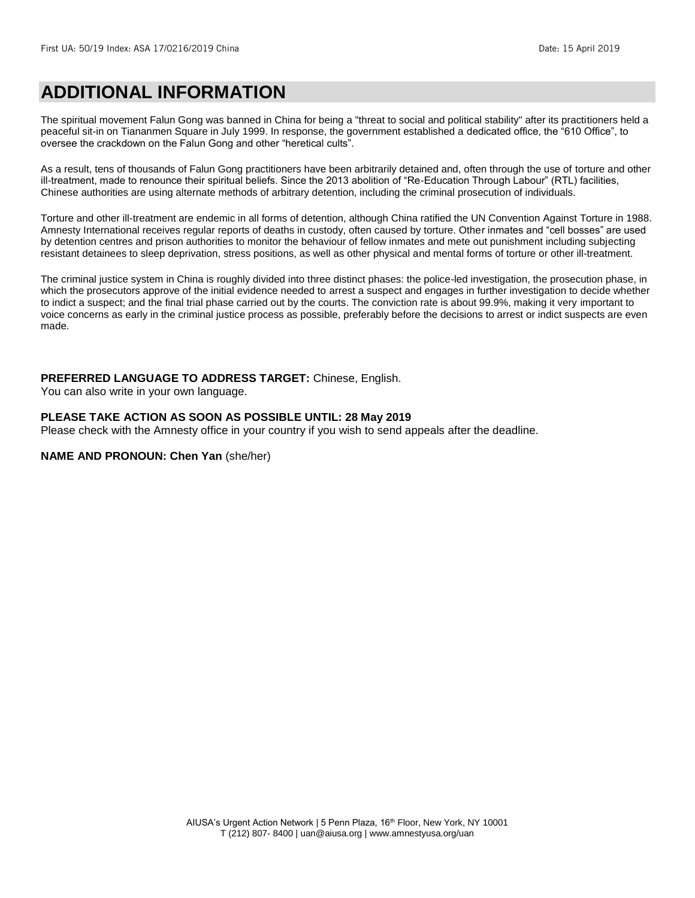## ADDITIONAL INFORMATION

The spiritual movement Falun Gong was banned in China for being a "threat to social and political stability" after its practitioners held a peaceful sit-in on Tiananmen Square in July 1999. In response, the government established a dedicated office, the "610 Office", to oversee the crackdown on the Falun Gong and other "heretical cults".

As a result, tens of thousands of Falun Gong practitioners have been arbitrarily detained and, often through the use of torture and other ill-treatment, made to renounce their spiritual beliefs. Since the 2013 abolition of "Re-Education Through Labour" (RTL) facilities, Chinese authorities are using alternate methods of arbitrary detention, including the criminal prosecution of individuals.

Torture and other ill-treatment are endemic in all forms of detention, although China ratified the UN Convention Against Torture in 1988. Amnesty International receives regular reports of deaths in custody, often caused by torture. Other inmates and "cell bosses" are used by detention centres and prison authorities to monitor the behaviour of fellow inmates and mete out punishment including subjecting resistant detainees to sleep deprivation, stress positions, as well as other physical and mental forms of torture or other ill-treatment.

The criminal justice system in China is roughly divided into three distinct phases: the police-led investigation, the prosecution phase, in which the prosecutors approve of the initial evidence needed to arrest a suspect and engages in further investigation to decide whether to indict a suspect; and the final trial phase carried out by the courts. The conviction rate is about 99.9%, making it very important to voice concerns as early in the criminal justice process as possible, preferably before the decisions to arrest or indict suspects are even made.

**PREFERRED LANGUAGE TO ADDRESS TARGET:** Chinese, English.
You can also write in your own language.

**PLEASE TAKE ACTION AS SOON AS POSSIBLE UNTIL: 28 May 2019**
Please check with the Amnesty office in your country if you wish to send appeals after the deadline.

**NAME AND PRONOUN: Chen Yan** (she/her)

AIUSA's Urgent Action Network | 5 Penn Plaza, 16th Floor, New York, NY 10001
T (212) 807- 8400 | uan@aiusa.org | www.amnestyusa.org/uan